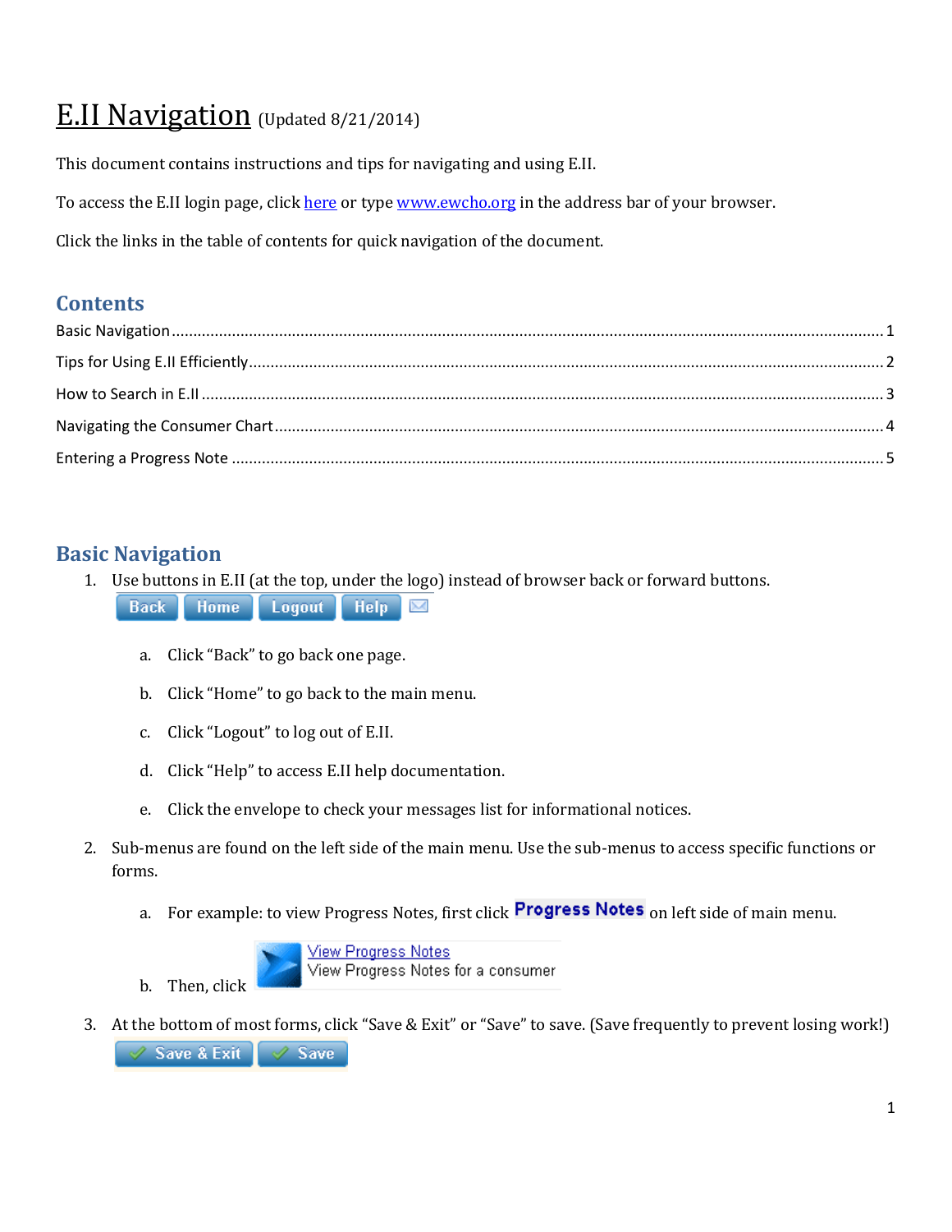# E.II Navigation (Updated 8/21/2014)

This document contains instructions and tips for navigating and using E.II.

To access the E.II login page, click here or type www.ewcho.org in the address bar of your browser.

Click the links in the table of contents for quick navigation of the document.

## Contents

Basic Navigation ........ 1

Tips for Using E.II Efficiently ........ 2

How to Search in E.II ........ 3

Navigating the Consumer Chart ........ 4

Entering a Progress Note ........ 5

## Basic Navigation

1. Use buttons in E.II (at the top, under the logo) instead of browser back or forward buttons.

   Back | Home | Logout | Help

   a. Click "Back" to go back one page.

   b. Click "Home" to go back to the main menu.

   c. Click "Logout" to log out of E.II.

   d. Click "Help" to access E.II help documentation.

   e. Click the envelope to check your messages list for informational notices.

2. Sub-menus are found on the left side of the main menu. Use the sub-menus to access specific functions or forms.

   a. For example: to view Progress Notes, first click **Progress Notes** on left side of main menu.

   b. Then, click View Progress Notes — View Progress Notes for a consumer

3. At the bottom of most forms, click "Save & Exit" or "Save" to save. (Save frequently to prevent losing work!)

   Save & Exit | Save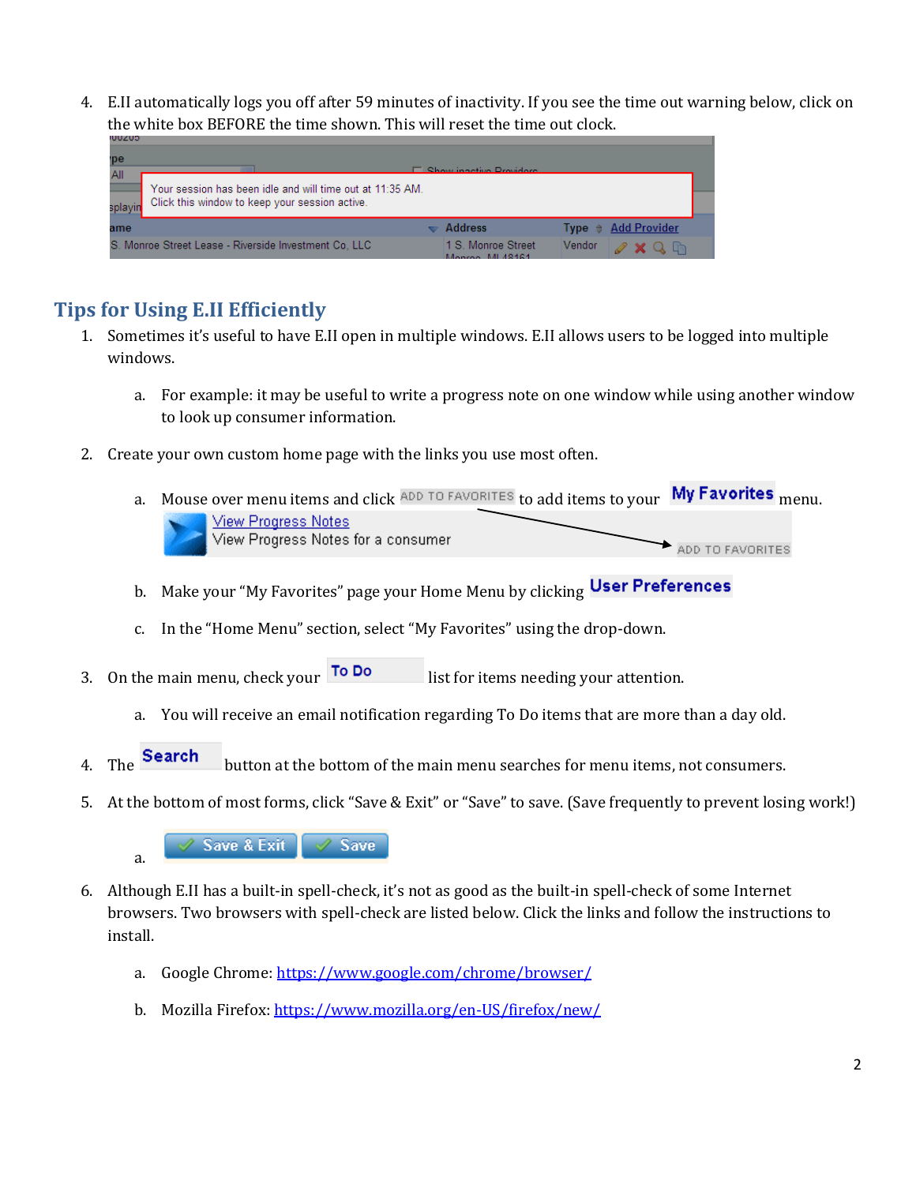4. E.II automatically logs you off after 59 minutes of inactivity. If you see the time out warning below, click on the white box BEFORE the time shown. This will reset the time out clock.

## Tips for Using E.II Efficiently

1. Sometimes it's useful to have E.II open in multiple windows. E.II allows users to be logged into multiple windows.
   a. For example: it may be useful to write a progress note on one window while using another window to look up consumer information.

2. Create your own custom home page with the links you use most often.
   a. Mouse over menu items and click ADD TO FAVORITES to add items to your **My Favorites** menu.
   b. Make your "My Favorites" page your Home Menu by clicking **User Preferences**
   c. In the "Home Menu" section, select "My Favorites" using the drop-down.

3. On the main menu, check your **To Do** list for items needing your attention.
   a. You will receive an email notification regarding To Do items that are more than a day old.

4. The **Search** button at the bottom of the main menu searches for menu items, not consumers.

5. At the bottom of most forms, click "Save & Exit" or "Save" to save. (Save frequently to prevent losing work!)
   a. Save & Exit | Save

6. Although E.II has a built-in spell-check, it's not as good as the built-in spell-check of some Internet browsers. Two browsers with spell-check are listed below. Click the links and follow the instructions to install.
   a. Google Chrome: https://www.google.com/chrome/browser/
   b. Mozilla Firefox: https://www.mozilla.org/en-US/firefox/new/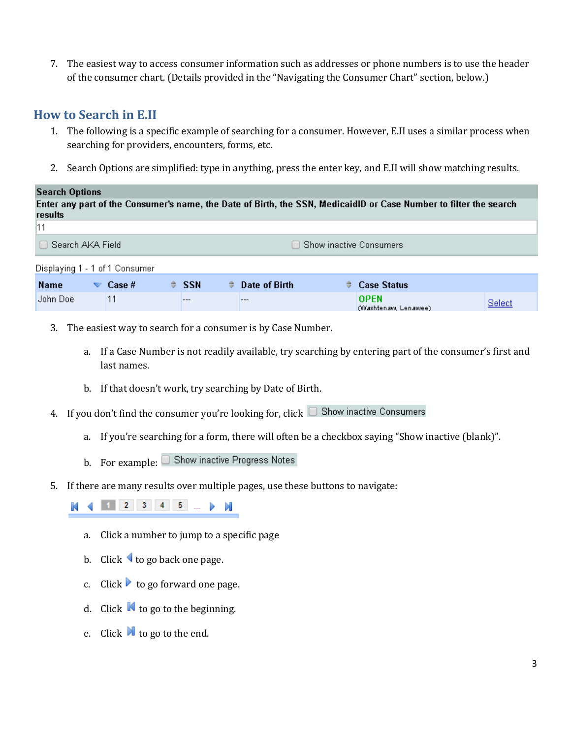7. The easiest way to access consumer information such as addresses or phone numbers is to use the header of the consumer chart. (Details provided in the "Navigating the Consumer Chart" section, below.)

## How to Search in E.II

1. The following is a specific example of searching for a consumer. However, E.II uses a similar process when searching for providers, encounters, forms, etc.
2. Search Options are simplified: type in anything, press the enter key, and E.II will show matching results.

**Search Options**

**Enter any part of the Consumer's name, the Date of Birth, the SSN, MedicaidID or Case Number to filter the search results**

11

☐ Search AKA Field ☐ Show inactive Consumers

Displaying 1 - 1 of 1 Consumer

| Name | Case # | SSN | Date of Birth | Case Status | |
|---|---|---|---|---|---|
| John Doe | 11 | --- | --- | OPEN (Washtenaw, Lenawee) | Select |

3. The easiest way to search for a consumer is by Case Number.
   a. If a Case Number is not readily available, try searching by entering part of the consumer's first and last names.
   b. If that doesn't work, try searching by Date of Birth.
4. If you don't find the consumer you're looking for, click ☐ Show inactive Consumers
   a. If you're searching for a form, there will often be a checkbox saying "Show inactive (blank)".
   b. For example: ☐ Show inactive Progress Notes
5. If there are many results over multiple pages, use these buttons to navigate:

   ⏮ ◀ 1 2 3 4 5 ... ▶ ⏭

   a. Click a number to jump to a specific page
   b. Click ◀ to go back one page.
   c. Click ▶ to go forward one page.
   d. Click ⏮ to go to the beginning.
   e. Click ⏭ to go to the end.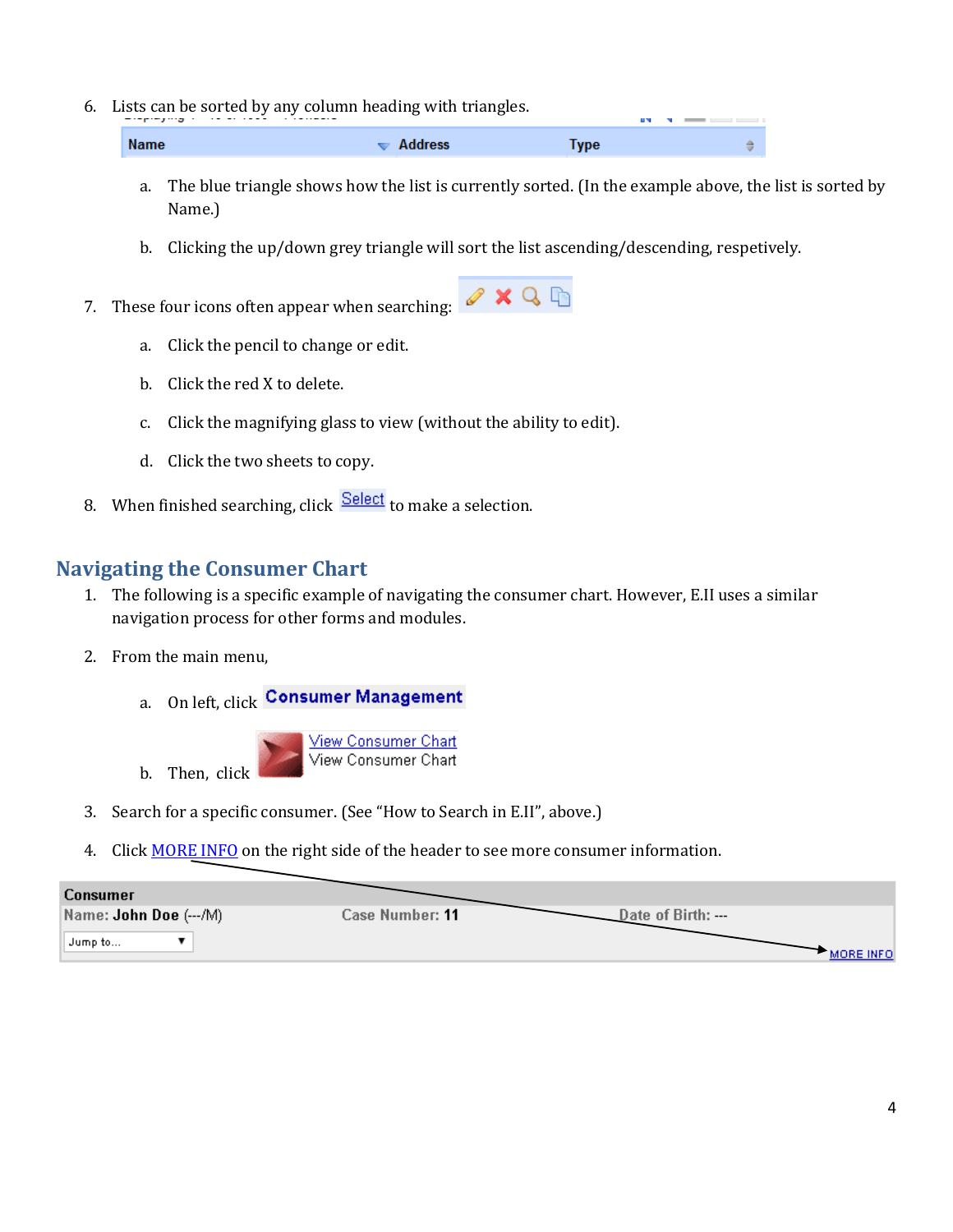6. Lists can be sorted by any column heading with triangles.

   a. The blue triangle shows how the list is currently sorted. (In the example above, the list is sorted by Name.)

   b. Clicking the up/down grey triangle will sort the list ascending/descending, respetively.

7. These four icons often appear when searching:

   a. Click the pencil to change or edit.

   b. Click the red X to delete.

   c. Click the magnifying glass to view (without the ability to edit).

   d. Click the two sheets to copy.

8. When finished searching, click Select to make a selection.

## Navigating the Consumer Chart

1. The following is a specific example of navigating the consumer chart. However, E.II uses a similar navigation process for other forms and modules.

2. From the main menu,

   a. On left, click **Consumer Management**

   b. Then, click View Consumer Chart

3. Search for a specific consumer. (See "How to Search in E.II", above.)

4. Click MORE INFO on the right side of the header to see more consumer information.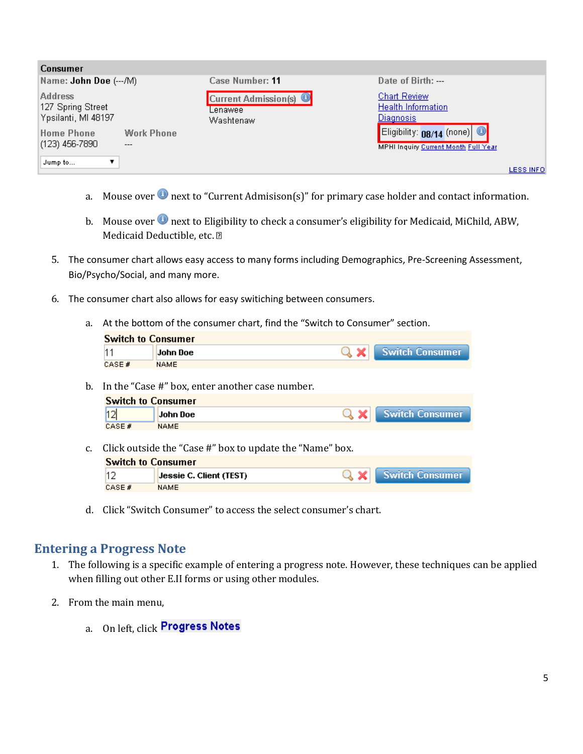a. Mouse over next to "Current Admisison(s)" for primary case holder and contact information.

b. Mouse over next to Eligibility to check a consumer's eligibility for Medicaid, MiChild, ABW, Medicaid Deductible, etc.

5. The consumer chart allows easy access to many forms including Demographics, Pre-Screening Assessment, Bio/Psycho/Social, and many more.

6. The consumer chart also allows for easy switiching between consumers.

   a. At the bottom of the consumer chart, find the "Switch to Consumer" section.

   b. In the "Case #" box, enter another case number.

   c. Click outside the "Case #" box to update the "Name" box.

   d. Click "Switch Consumer" to access the select consumer's chart.

## Entering a Progress Note

1. The following is a specific example of entering a progress note. However, these techniques can be applied when filling out other E.II forms or using other modules.

2. From the main menu,

   a. On left, click **Progress Notes**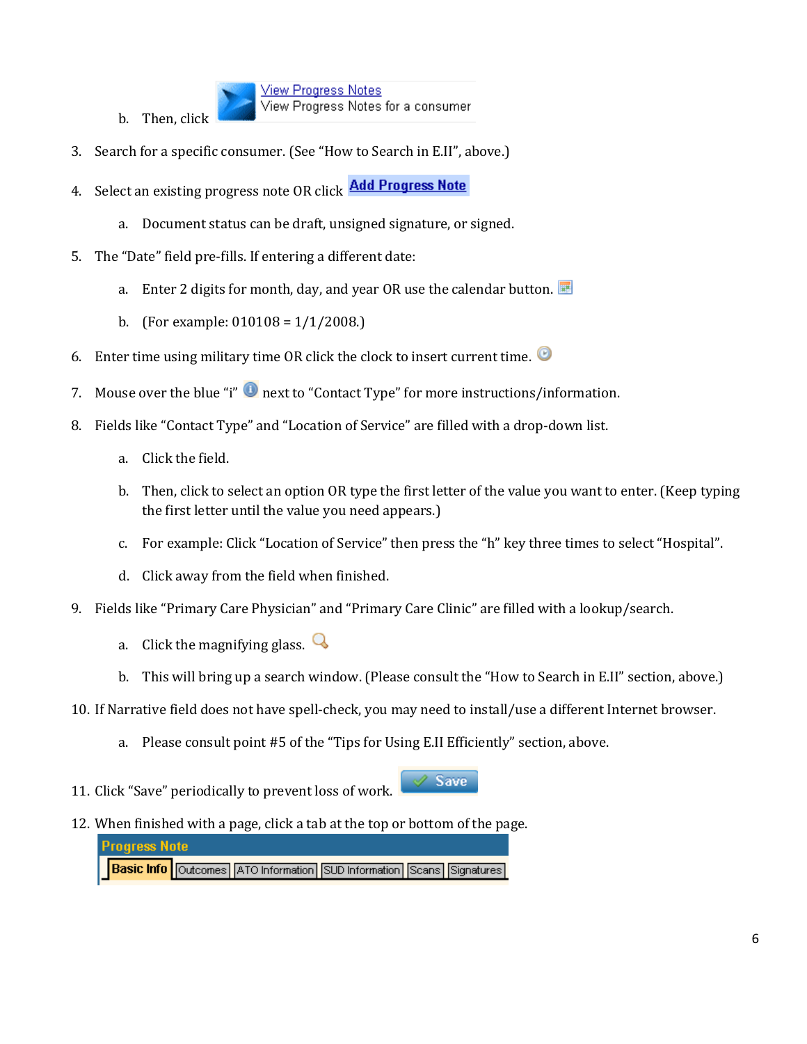b. Then, click View Progress Notes — View Progress Notes for a consumer

3. Search for a specific consumer. (See "How to Search in E.II", above.)

4. Select an existing progress note OR click **Add Progress Note**

   a. Document status can be draft, unsigned signature, or signed.

5. The "Date" field pre-fills. If entering a different date:

   a. Enter 2 digits for month, day, and year OR use the calendar button.

   b. (For example: 010108 = 1/1/2008.)

6. Enter time using military time OR click the clock to insert current time.

7. Mouse over the blue "i" next to "Contact Type" for more instructions/information.

8. Fields like "Contact Type" and "Location of Service" are filled with a drop-down list.

   a. Click the field.

   b. Then, click to select an option OR type the first letter of the value you want to enter. (Keep typing the first letter until the value you need appears.)

   c. For example: Click "Location of Service" then press the "h" key three times to select "Hospital".

   d. Click away from the field when finished.

9. Fields like "Primary Care Physician" and "Primary Care Clinic" are filled with a lookup/search.

   a. Click the magnifying glass.

   b. This will bring up a search window. (Please consult the "How to Search in E.II" section, above.)

10. If Narrative field does not have spell-check, you may need to install/use a different Internet browser.

    a. Please consult point #5 of the "Tips for Using E.II Efficiently" section, above.

11. Click "Save" periodically to prevent loss of work. **Save**

12. When finished with a page, click a tab at the top or bottom of the page.

**Progress Note**

| Basic Info | Outcomes | ATO Information | SUD Information | Scans | Signatures |
|---|---|---|---|---|---|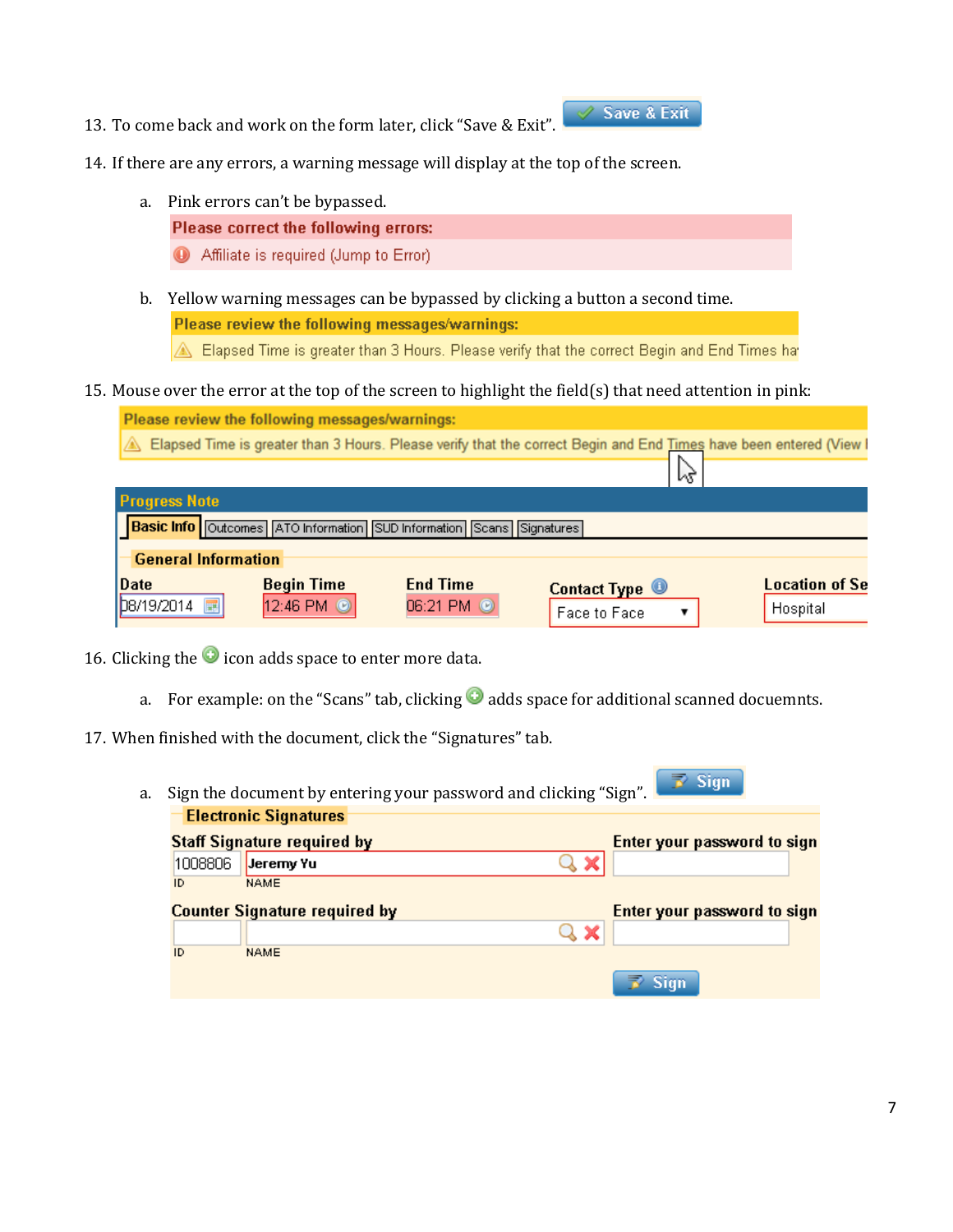13. To come back and work on the form later, click "Save & Exit". Save & Exit

14. If there are any errors, a warning message will display at the top of the screen.

    a. Pink errors can't be bypassed.

       Please correct the following errors:

       Affiliate is required (Jump to Error)

    b. Yellow warning messages can be bypassed by clicking a button a second time.

       Please review the following messages/warnings:

       Elapsed Time is greater than 3 Hours. Please verify that the correct Begin and End Times ha

15. Mouse over the error at the top of the screen to highlight the field(s) that need attention in pink:

    Please review the following messages/warnings:

    Elapsed Time is greater than 3 Hours. Please verify that the correct Begin and End Times have been entered (View

    Progress Note

    Basic Info | Outcomes | ATO Information | SUD Information | Scans | Signatures

    General Information

    | Date | Begin Time | End Time | Contact Type | Location of Se |
    |---|---|---|---|---|
    | 08/19/2014 | 12:46 PM | 06:21 PM | Face to Face | Hospital |

16. Clicking the icon adds space to enter more data.

    a. For example: on the "Scans" tab, clicking adds space for additional scanned docuemnts.

17. When finished with the document, click the "Signatures" tab.

    a. Sign the document by entering your password and clicking "Sign". Sign

       Electronic Signatures

       Staff Signature required by — ID: 1008806 — NAME: Jeremy Yu — Enter your password to sign

       Counter Signature required by — ID — NAME — Enter your password to sign

       Sign